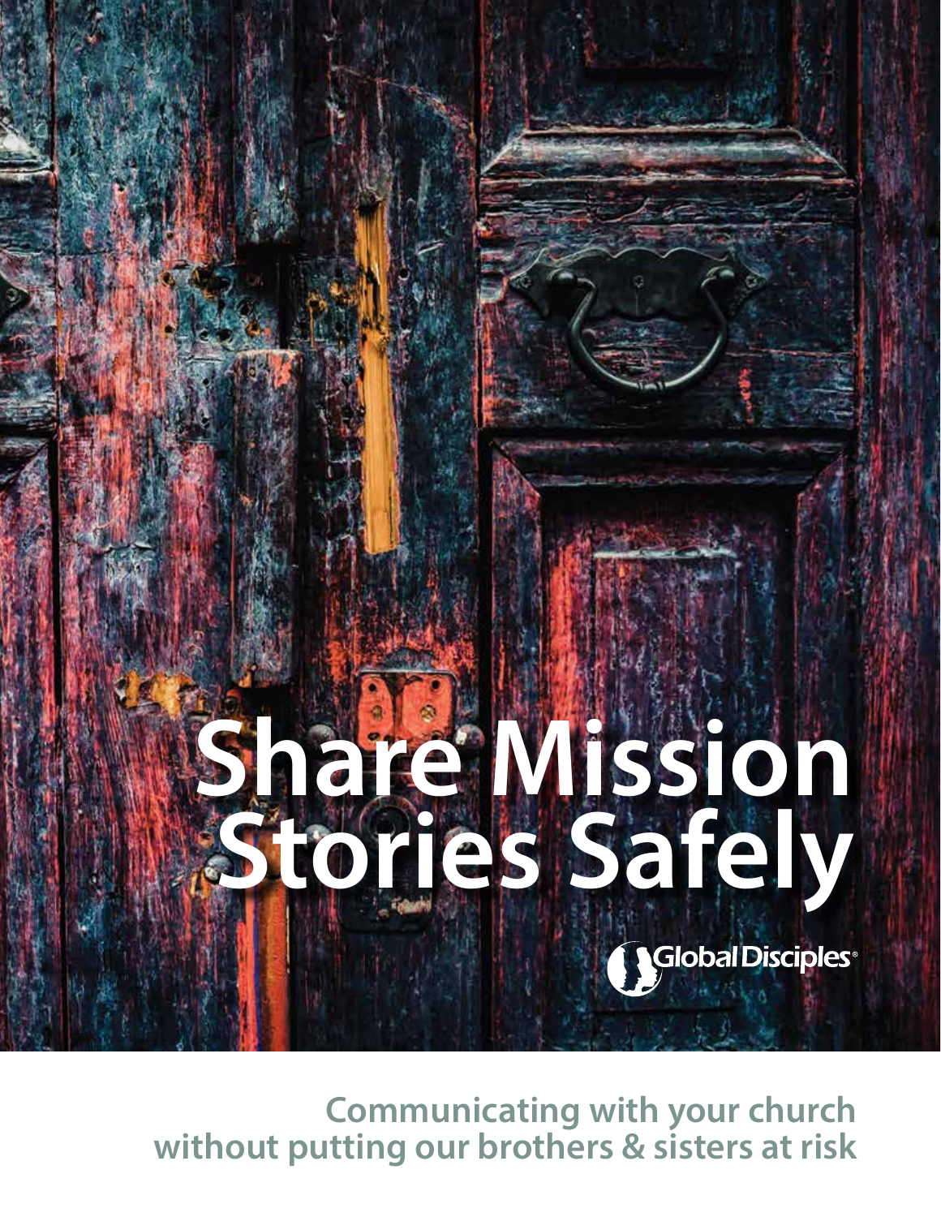# Share Mission Stories Safely

Global Disciples®

**Communicating with your church without putting our brothers & sisters at risk**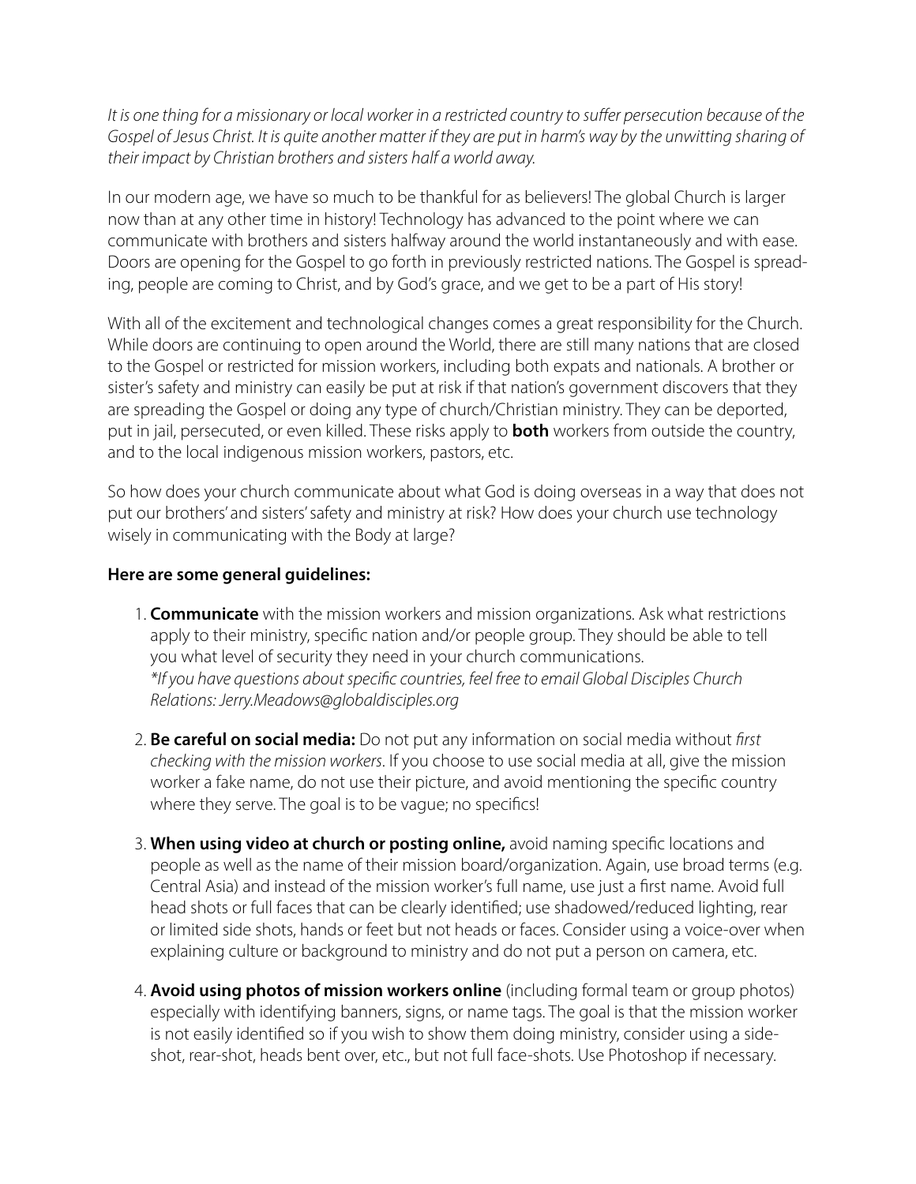*It is one thing for a missionary or local worker in a restricted country to suffer persecution because of the Gospel of Jesus Christ. It is quite another matter if they are put in harm's way by the unwitting sharing of their impact by Christian brothers and sisters half a world away.*

In our modern age, we have so much to be thankful for as believers! The global Church is larger now than at any other time in history! Technology has advanced to the point where we can communicate with brothers and sisters halfway around the world instantaneously and with ease. Doors are opening for the Gospel to go forth in previously restricted nations. The Gospel is spreading, people are coming to Christ, and by God's grace, and we get to be a part of His story!

With all of the excitement and technological changes comes a great responsibility for the Church. While doors are continuing to open around the World, there are still many nations that are closed to the Gospel or restricted for mission workers, including both expats and nationals. A brother or sister's safety and ministry can easily be put at risk if that nation's government discovers that they are spreading the Gospel or doing any type of church/Christian ministry. They can be deported, put in jail, persecuted, or even killed. These risks apply to **both** workers from outside the country, and to the local indigenous mission workers, pastors, etc.

So how does your church communicate about what God is doing overseas in a way that does not put our brothers' and sisters' safety and ministry at risk? How does your church use technology wisely in communicating with the Body at large?

**Here are some general guidelines:**

1. **Communicate** with the mission workers and mission organizations. Ask what restrictions apply to their ministry, specific nation and/or people group. They should be able to tell you what level of security they need in your church communications.
   *\*If you have questions about specific countries, feel free to email Global Disciples Church Relations: Jerry.Meadows@globaldisciples.org*

2. **Be careful on social media:** Do not put any information on social media without *first checking with the mission workers*. If you choose to use social media at all, give the mission worker a fake name, do not use their picture, and avoid mentioning the specific country where they serve. The goal is to be vague; no specifics!

3. **When using video at church or posting online,** avoid naming specific locations and people as well as the name of their mission board/organization. Again, use broad terms (e.g. Central Asia) and instead of the mission worker's full name, use just a first name. Avoid full head shots or full faces that can be clearly identified; use shadowed/reduced lighting, rear or limited side shots, hands or feet but not heads or faces. Consider using a voice-over when explaining culture or background to ministry and do not put a person on camera, etc.

4. **Avoid using photos of mission workers online** (including formal team or group photos) especially with identifying banners, signs, or name tags. The goal is that the mission worker is not easily identified so if you wish to show them doing ministry, consider using a side-shot, rear-shot, heads bent over, etc., but not full face-shots. Use Photoshop if necessary.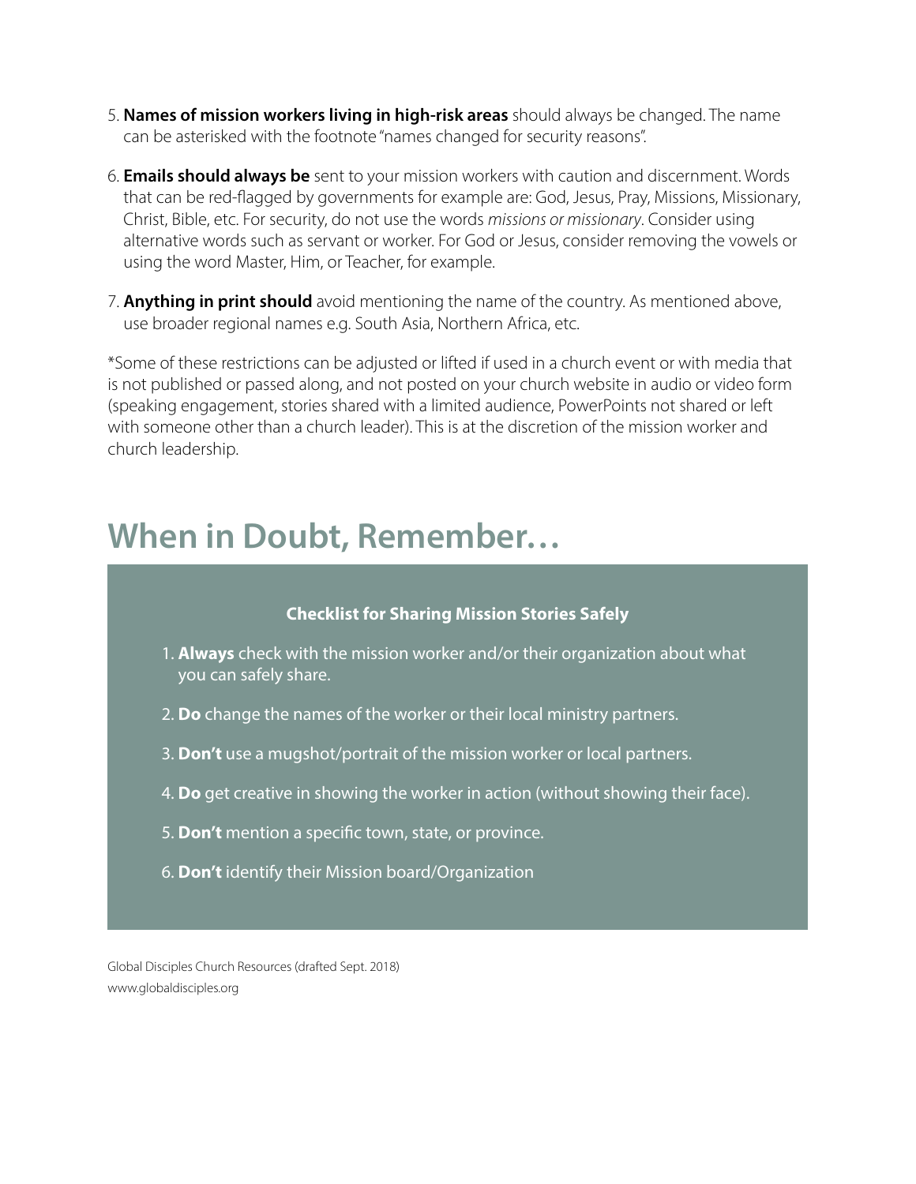5. **Names of mission workers living in high-risk areas** should always be changed. The name can be asterisked with the footnote "names changed for security reasons".

6. **Emails should always be** sent to your mission workers with caution and discernment. Words that can be red-flagged by governments for example are: God, Jesus, Pray, Missions, Missionary, Christ, Bible, etc. For security, do not use the words *missions or missionary*. Consider using alternative words such as servant or worker. For God or Jesus, consider removing the vowels or using the word Master, Him, or Teacher, for example.

7. **Anything in print should** avoid mentioning the name of the country. As mentioned above, use broader regional names e.g. South Asia, Northern Africa, etc.

*Some of these restrictions can be adjusted or lifted if used in a church event or with media that is not published or passed along, and not posted on your church website in audio or video form (speaking engagement, stories shared with a limited audience, PowerPoints not shared or left with someone other than a church leader). This is at the discretion of the mission worker and church leadership.

## When in Doubt, Remember…

**Checklist for Sharing Mission Stories Safely**

1. **Always** check with the mission worker and/or their organization about what you can safely share.
2. **Do** change the names of the worker or their local ministry partners.
3. **Don't** use a mugshot/portrait of the mission worker or local partners.
4. **Do** get creative in showing the worker in action (without showing their face).
5. **Don't** mention a specific town, state, or province.
6. **Don't** identify their Mission board/Organization

Global Disciples Church Resources (drafted Sept. 2018)
www.globaldisciples.org